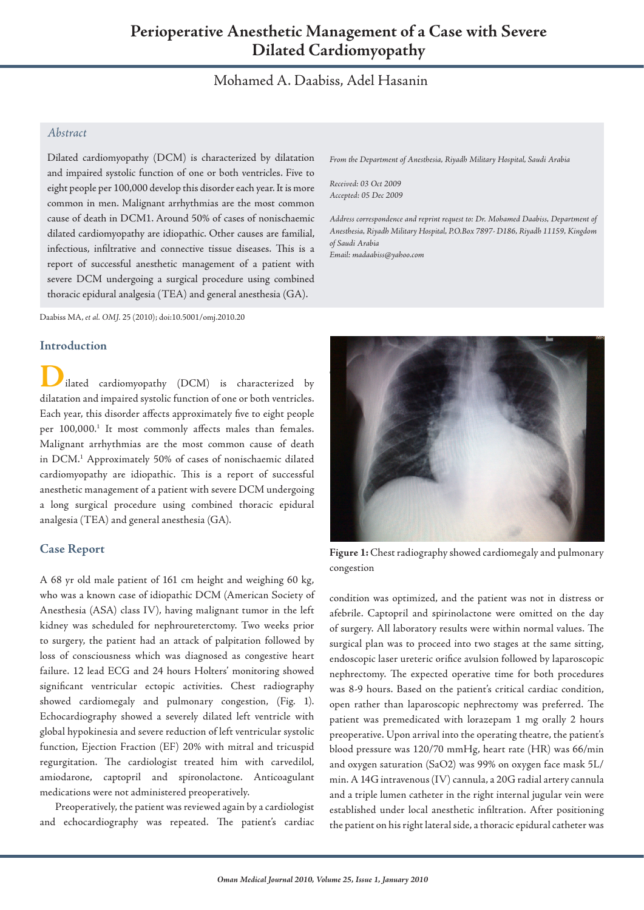# Perioperative Anesthetic Management of a Case with Severe Dilated Cardiomyopathy

Mohamed A. Daabiss, Adel Hasanin

*Abstract*

Dilated cardiomyopathy (DCM) is characterized by dilatation and impaired systolic function of one or both ventricles. Five to eight people per 100,000 develop this disorder each year. It is more common in men. Malignant arrhythmias are the most common cause of death in DCM1. Around 50% of cases of nonischaemic dilated cardiomyopathy are idiopathic. Other causes are familial, infectious, infiltrative and connective tissue diseases. This is a report of successful anesthetic management of a patient with severe DCM undergoing a surgical procedure using combined thoracic epidural analgesia (TEA) and general anesthesia (GA).

*From the Department of Anesthesia, Riyadh Military Hospital, Saudi Arabia*

*Received: 03 Oct 2009*
*Accepted: 05 Dec 2009*

*Address correspondence and reprint request to: Dr. Mohamed Daabiss, Department of Anesthesia, Riyadh Military Hospital, P.O.Box 7897- D186, Riyadh 11159, Kingdom of Saudi Arabia*
*Email: madaabiss@yahoo.com*

Daabiss MA, *et al. OMJ.* 25 (2010); doi:10.5001/omj.2010.20

## Introduction

Dilated cardiomyopathy (DCM) is characterized by dilatation and impaired systolic function of one or both ventricles. Each year, this disorder affects approximately five to eight people per 100,000.[1] It most commonly affects males than females. Malignant arrhythmias are the most common cause of death in DCM.[1] Approximately 50% of cases of nonischaemic dilated cardiomyopathy are idiopathic. This is a report of successful anesthetic management of a patient with severe DCM undergoing a long surgical procedure using combined thoracic epidural analgesia (TEA) and general anesthesia (GA).

## Case Report

A 68 yr old male patient of 161 cm height and weighing 60 kg, who was a known case of idiopathic DCM (American Society of Anesthesia (ASA) class IV), having malignant tumor in the left kidney was scheduled for nephroureterctomy. Two weeks prior to surgery, the patient had an attack of palpitation followed by loss of consciousness which was diagnosed as congestive heart failure. 12 lead ECG and 24 hours Holters' monitoring showed significant ventricular ectopic activities. Chest radiography showed cardiomegaly and pulmonary congestion, (Fig. 1). Echocardiography showed a severely dilated left ventricle with global hypokinesia and severe reduction of left ventricular systolic function, Ejection Fraction (EF) 20% with mitral and tricuspid regurgitation. The cardiologist treated him with carvedilol, amiodarone, captopril and spironolactone. Anticoagulant medications were not administered preoperatively.

Preoperatively, the patient was reviewed again by a cardiologist and echocardiography was repeated. The patient's cardiac condition was optimized, and the patient was not in distress or afebrile. Captopril and spirinolactone were omitted on the day of surgery. All laboratory results were within normal values. The surgical plan was to proceed into two stages at the same sitting, endoscopic laser ureteric orifice avulsion followed by laparoscopic nephrectomy. The expected operative time for both procedures was 8-9 hours. Based on the patient's critical cardiac condition, open rather than laparoscopic nephrectomy was preferred. The patient was premedicated with lorazepam 1 mg orally 2 hours preoperative. Upon arrival into the operating theatre, the patient's blood pressure was 120/70 mmHg, heart rate (HR) was 66/min and oxygen saturation ($SaO_2$) was 99% on oxygen face mask 5L/min. A 14G intravenous (IV) cannula, a 20G radial artery cannula and a triple lumen catheter in the right internal jugular vein were established under local anesthetic infiltration. After positioning the patient on his right lateral side, a thoracic epidural catheter was

**Figure 1:** Chest radiography showed cardiomegaly and pulmonary congestion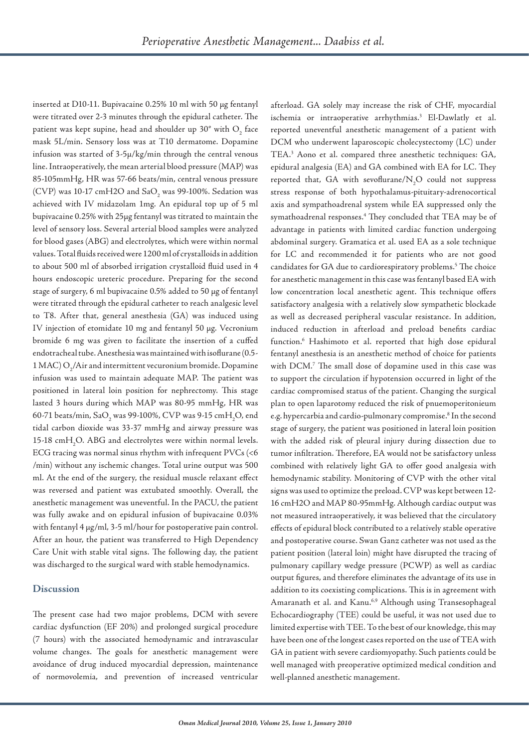inserted at D10-11. Bupivacaine 0.25% 10 ml with 50 μg fentanyl were titrated over 2-3 minutes through the epidural catheter. The patient was kept supine, head and shoulder up 30° with $O_2$ face mask 5L/min. Sensory loss was at T10 dermatome. Dopamine infusion was started of 3-5μ/kg/min through the central venous line. Intraoperatively, the mean arterial blood pressure (MAP) was 85-105mmHg, HR was 57-66 beats/min, central venous pressure (CVP) was 10-17 cmH2O and $SaO_2$ was 99-100%. Sedation was achieved with IV midazolam 1mg. An epidural top up of 5 ml bupivacaine 0.25% with 25μg fentanyl was titrated to maintain the level of sensory loss. Several arterial blood samples were analyzed for blood gases (ABG) and electrolytes, which were within normal values. Total fluids received were 1200 ml of crystalloids in addition to about 500 ml of absorbed irrigation crystalloid fluid used in 4 hours endoscopic ureteric procedure. Preparing for the second stage of surgery, 6 ml bupivacaine 0.5% added to 50 μg of fentanyl were titrated through the epidural catheter to reach analgesic level to T8. After that, general anesthesia (GA) was induced using IV injection of etomidate 10 mg and fentanyl 50 μg. Vecronium bromide 6 mg was given to facilitate the insertion of a cuffed endotracheal tube. Anesthesia was maintained with isoflurane (0.5-1 MAC) $O_2$/Air and intermittent vecuronium bromide. Dopamine infusion was used to maintain adequate MAP. The patient was positioned in lateral loin position for nephrectomy. This stage lasted 3 hours during which MAP was 80-95 mmHg, HR was 60-71 beats/min, $SaO_2$ was 99-100%, CVP was 9-15 $cmH_2O$, end tidal carbon dioxide was 33-37 mmHg and airway pressure was 15-18 $cmH_2O$. ABG and electrolytes were within normal levels. ECG tracing was normal sinus rhythm with infrequent PVCs (<6 /min) without any ischemic changes. Total urine output was 500 ml. At the end of the surgery, the residual muscle relaxant effect was reversed and patient was extubated smoothly. Overall, the anesthetic management was uneventful. In the PACU, the patient was fully awake and on epidural infusion of bupivacaine 0.03% with fentanyl 4 μg/ml, 3-5 ml/hour for postoperative pain control. After an hour, the patient was transferred to High Dependency Care Unit with stable vital signs. The following day, the patient was discharged to the surgical ward with stable hemodynamics.

## Discussion

The present case had two major problems, DCM with severe cardiac dysfunction (EF 20%) and prolonged surgical procedure (7 hours) with the associated hemodynamic and intravascular volume changes. The goals for anesthetic management were avoidance of drug induced myocardial depression, maintenance of normovolemia, and prevention of increased ventricular afterload. GA solely may increase the risk of CHF, myocardial ischemia or intraoperative arrhythmias.[3] El-Dawlatly et al. reported uneventful anesthetic management of a patient with DCM who underwent laparoscopic cholecystectomy (LC) under TEA.[3] Aono et al. compared three anesthetic techniques: GA, epidural analgesia (EA) and GA combined with EA for LC. They reported that, GA with sevoflurane/$N_2O$ could not suppress stress response of both hypothalamus-pituitary-adrenocortical axis and sympathoadrenal system while EA suppressed only the symathoadrenal responses.[4] They concluded that TEA may be of advantage in patients with limited cardiac function undergoing abdominal surgery. Gramatica et al. used EA as a sole technique for LC and recommended it for patients who are not good candidates for GA due to cardiorespiratory problems.[5] The choice for anesthetic management in this case was fentanyl based EA with low concentration local anesthetic agent. This technique offers satisfactory analgesia with a relatively slow sympathetic blockade as well as decreased peripheral vascular resistance. In addition, induced reduction in afterload and preload benefits cardiac function.[6] Hashimoto et al. reported that high dose epidural fentanyl anesthesia is an anesthetic method of choice for patients with DCM.[7] The small dose of dopamine used in this case was to support the circulation if hypotension occurred in light of the cardiac compromised status of the patient. Changing the surgical plan to open laparotomy reduced the risk of pnuemoperitonieum e.g. hypercarbia and cardio-pulmonary compromise.[8] In the second stage of surgery, the patient was positioned in lateral loin position with the added risk of pleural injury during dissection due to tumor infiltration. Therefore, EA would not be satisfactory unless combined with relatively light GA to offer good analgesia with hemodynamic stability. Monitoring of CVP with the other vital signs was used to optimize the preload. CVP was kept between 12-16 cmH2O and MAP 80-95mmHg. Although cardiac output was not measured intraoperatively, it was believed that the circulatory effects of epidural block contributed to a relatively stable operative and postoperative course. Swan Ganz catheter was not used as the patient position (lateral loin) might have disrupted the tracing of pulmonary capillary wedge pressure (PCWP) as well as cardiac output figures, and therefore eliminates the advantage of its use in addition to its coexisting complications. This is in agreement with Amaranath et al. and Kanu.[6,9] Although using Transesophageal Echocardiography (TEE) could be useful, it was not used due to limited expertise with TEE. To the best of our knowledge, this may have been one of the longest cases reported on the use of TEA with GA in patient with severe cardiomyopathy. Such patients could be well managed with preoperative optimized medical condition and well-planned anesthetic management.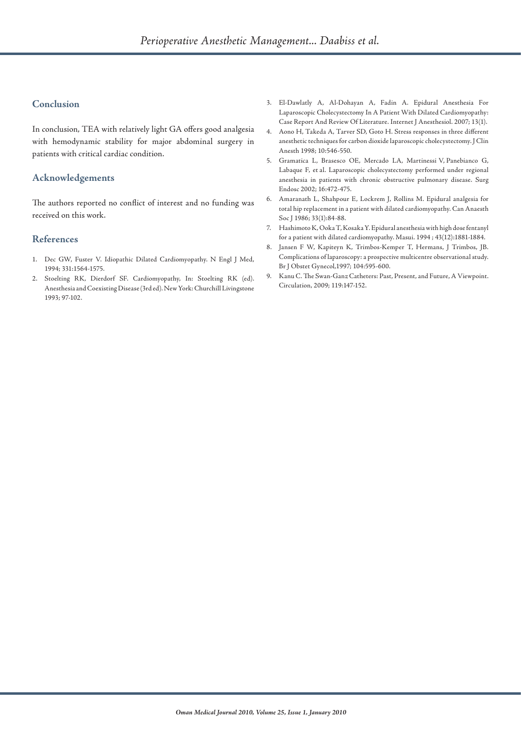## Conclusion

In conclusion, TEA with relatively light GA offers good analgesia with hemodynamic stability for major abdominal surgery in patients with critical cardiac condition.

## Acknowledgements

The authors reported no conflict of interest and no funding was received on this work.

## References

1. Dec GW, Fuster V. Idiopathic Dilated Cardiomyopathy. N Engl J Med, 1994; 331:1564-1575.
2. Stoelting RK, Dierdorf SF. Cardiomyopathy, In: Stoelting RK (ed). Anesthesia and Coexisting Disease (3rd ed). New York: Churchill Livingstone 1993; 97-102.
3. El-Dawlatly A, Al-Dohayan A, Fadin A. Epidural Anesthesia For Laparoscopic Cholecystectomy In A Patient With Dilated Cardiomyopathy: Case Report And Review Of Literature. Internet J Anesthesiol. 2007; 13(1).
4. Aono H, Takeda A, Tarver SD, Goto H. Stress responses in three different anesthetic techniques for carbon dioxide laparoscopic cholecystectomy. J Clin Anesth 1998; 10:546-550.
5. Gramatica L, Brasesco OE, Mercado LA, Martinessi V, Panebianco G, Labaque F, et al. Laparoscopic cholecystectomy performed under regional anesthesia in patients with chronic obstructive pulmonary disease. Surg Endosc 2002; 16:472-475.
6. Amaranath L, Shahpour E, Lockrem J, Rollins M. Epidural analgesia for total hip replacement in a patient with dilated cardiomyopathy. Can Anaesth Soc J 1986; 33(1):84-88.
7. Hashimoto K, Ooka T, Kosaka Y. Epidural anesthesia with high dose fentanyl for a patient with dilated cardiomyopathy. Masui. 1994 ; 43(12):1881-1884.
8. Jansen F W, Kapiteyn K, Trimbos-Kemper T, Hermans, J Trimbos, JB. Complications of laparoscopy: a prospective multicentre observational study. Br J Obstet Gynecol,1997; 104:595-600.
9. Kanu C. The Swan-Ganz Catheters: Past, Present, and Future, A Viewpoint. Circulation, 2009; 119:147-152.